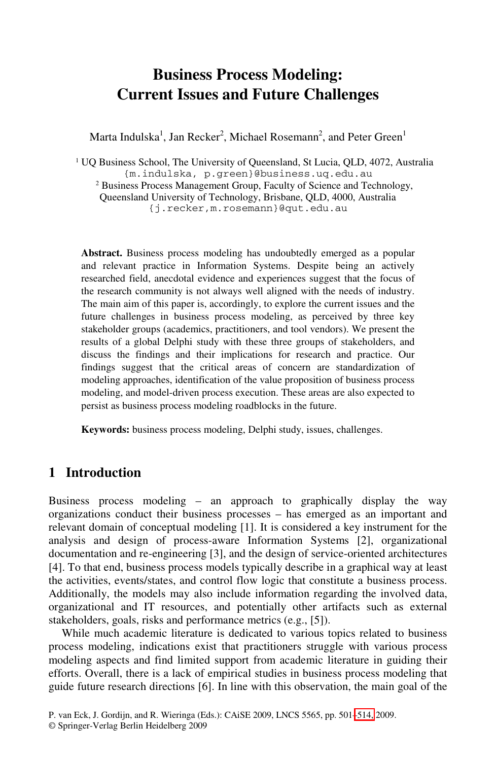# Business Process Modeling: Current Issues and Future Challenges

Marta Indulska[1], Jan Recker[2], Michael Rosemann[2], and Peter Green[1]

[1] UQ Business School, The University of Queensland, St Lucia, QLD, 4072, Australia
{m.indulska, p.green}@business.uq.edu.au

[2] Business Process Management Group, Faculty of Science and Technology, Queensland University of Technology, Brisbane, QLD, 4000, Australia
{j.recker,m.rosemann}@qut.edu.au

**Abstract.** Business process modeling has undoubtedly emerged as a popular and relevant practice in Information Systems. Despite being an actively researched field, anecdotal evidence and experiences suggest that the focus of the research community is not always well aligned with the needs of industry. The main aim of this paper is, accordingly, to explore the current issues and the future challenges in business process modeling, as perceived by three key stakeholder groups (academics, practitioners, and tool vendors). We present the results of a global Delphi study with these three groups of stakeholders, and discuss the findings and their implications for research and practice. Our findings suggest that the critical areas of concern are standardization of modeling approaches, identification of the value proposition of business process modeling, and model-driven process execution. These areas are also expected to persist as business process modeling roadblocks in the future.

**Keywords:** business process modeling, Delphi study, issues, challenges.

## 1 Introduction

Business process modeling – an approach to graphically display the way organizations conduct their business processes – has emerged as an important and relevant domain of conceptual modeling [1]. It is considered a key instrument for the analysis and design of process-aware Information Systems [2], organizational documentation and re-engineering [3], and the design of service-oriented architectures [4]. To that end, business process models typically describe in a graphical way at least the activities, events/states, and control flow logic that constitute a business process. Additionally, the models may also include information regarding the involved data, organizational and IT resources, and potentially other artifacts such as external stakeholders, goals, risks and performance metrics (e.g., [5]).

While much academic literature is dedicated to various topics related to business process modeling, indications exist that practitioners struggle with various process modeling aspects and find limited support from academic literature in guiding their efforts. Overall, there is a lack of empirical studies in business process modeling that guide future research directions [6]. In line with this observation, the main goal of the

P. van Eck, J. Gordijn, and R. Wieringa (Eds.): CAiSE 2009, LNCS 5565, pp. 501–514, 2009.
© Springer-Verlag Berlin Heidelberg 2009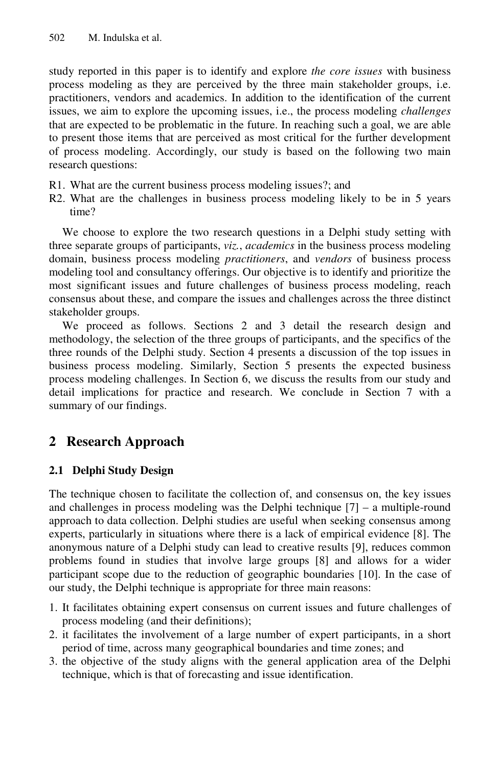study reported in this paper is to identify and explore *the core issues* with business process modeling as they are perceived by the three main stakeholder groups, i.e. practitioners, vendors and academics. In addition to the identification of the current issues, we aim to explore the upcoming issues, i.e., the process modeling *challenges* that are expected to be problematic in the future. In reaching such a goal, we are able to present those items that are perceived as most critical for the further development of process modeling. Accordingly, our study is based on the following two main research questions:

R1. What are the current business process modeling issues?; and

R2. What are the challenges in business process modeling likely to be in 5 years time?

We choose to explore the two research questions in a Delphi study setting with three separate groups of participants, *viz.*, *academics* in the business process modeling domain, business process modeling *practitioners*, and *vendors* of business process modeling tool and consultancy offerings. Our objective is to identify and prioritize the most significant issues and future challenges of business process modeling, reach consensus about these, and compare the issues and challenges across the three distinct stakeholder groups.

We proceed as follows. Sections 2 and 3 detail the research design and methodology, the selection of the three groups of participants, and the specifics of the three rounds of the Delphi study. Section 4 presents a discussion of the top issues in business process modeling. Similarly, Section 5 presents the expected business process modeling challenges. In Section 6, we discuss the results from our study and detail implications for practice and research. We conclude in Section 7 with a summary of our findings.

## 2 Research Approach

### 2.1 Delphi Study Design

The technique chosen to facilitate the collection of, and consensus on, the key issues and challenges in process modeling was the Delphi technique [7] – a multiple-round approach to data collection. Delphi studies are useful when seeking consensus among experts, particularly in situations where there is a lack of empirical evidence [8]. The anonymous nature of a Delphi study can lead to creative results [9], reduces common problems found in studies that involve large groups [8] and allows for a wider participant scope due to the reduction of geographic boundaries [10]. In the case of our study, the Delphi technique is appropriate for three main reasons:

1. It facilitates obtaining expert consensus on current issues and future challenges of process modeling (and their definitions);
2. it facilitates the involvement of a large number of expert participants, in a short period of time, across many geographical boundaries and time zones; and
3. the objective of the study aligns with the general application area of the Delphi technique, which is that of forecasting and issue identification.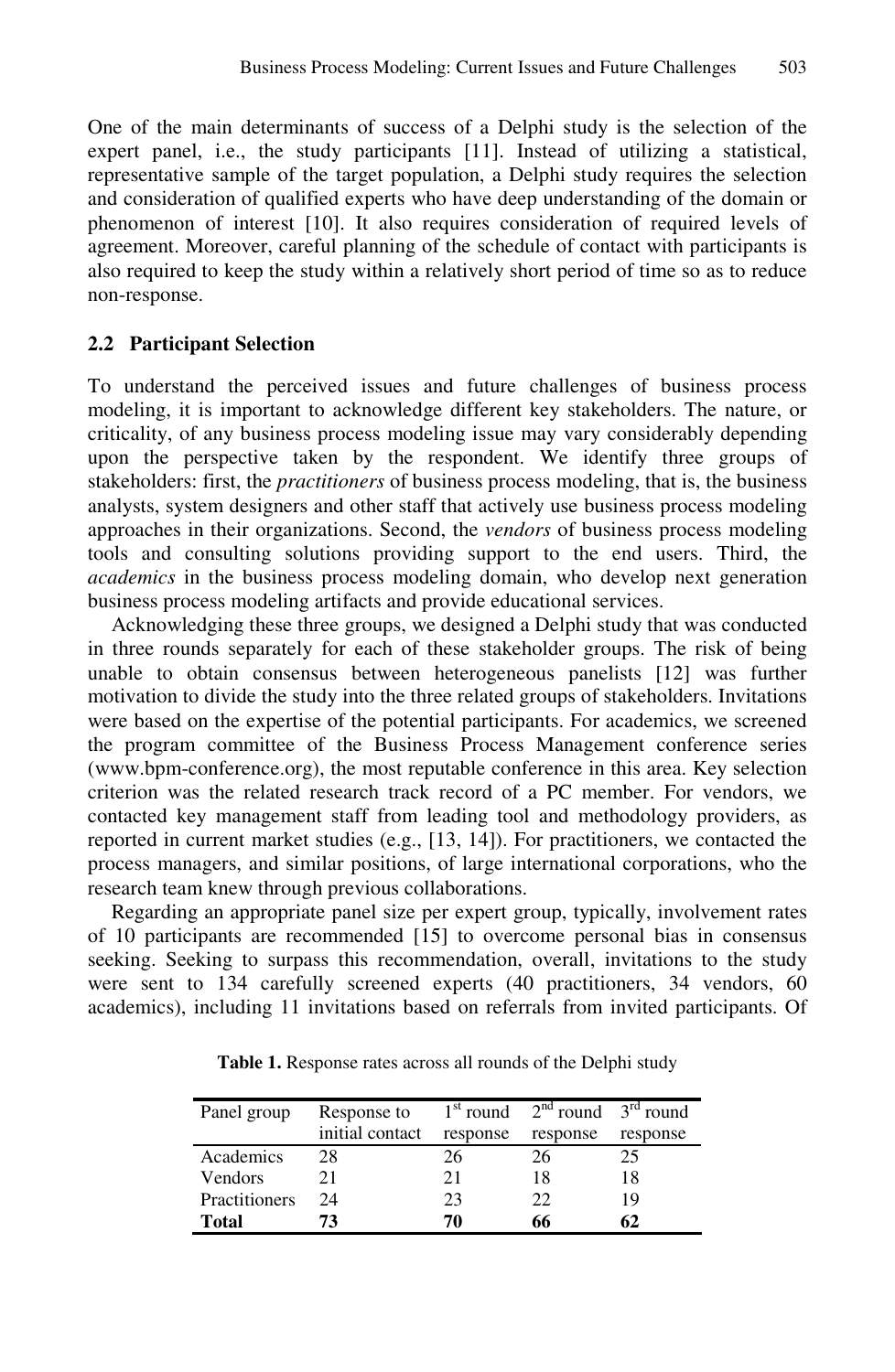One of the main determinants of success of a Delphi study is the selection of the expert panel, i.e., the study participants [11]. Instead of utilizing a statistical, representative sample of the target population, a Delphi study requires the selection and consideration of qualified experts who have deep understanding of the domain or phenomenon of interest [10]. It also requires consideration of required levels of agreement. Moreover, careful planning of the schedule of contact with participants is also required to keep the study within a relatively short period of time so as to reduce non-response.

### 2.2 Participant Selection

To understand the perceived issues and future challenges of business process modeling, it is important to acknowledge different key stakeholders. The nature, or criticality, of any business process modeling issue may vary considerably depending upon the perspective taken by the respondent. We identify three groups of stakeholders: first, the *practitioners* of business process modeling, that is, the business analysts, system designers and other staff that actively use business process modeling approaches in their organizations. Second, the *vendors* of business process modeling tools and consulting solutions providing support to the end users. Third, the *academics* in the business process modeling domain, who develop next generation business process modeling artifacts and provide educational services.

Acknowledging these three groups, we designed a Delphi study that was conducted in three rounds separately for each of these stakeholder groups. The risk of being unable to obtain consensus between heterogeneous panelists [12] was further motivation to divide the study into the three related groups of stakeholders. Invitations were based on the expertise of the potential participants. For academics, we screened the program committee of the Business Process Management conference series (www.bpm-conference.org), the most reputable conference in this area. Key selection criterion was the related research track record of a PC member. For vendors, we contacted key management staff from leading tool and methodology providers, as reported in current market studies (e.g., [13, 14]). For practitioners, we contacted the process managers, and similar positions, of large international corporations, who the research team knew through previous collaborations.

Regarding an appropriate panel size per expert group, typically, involvement rates of 10 participants are recommended [15] to overcome personal bias in consensus seeking. Seeking to surpass this recommendation, overall, invitations to the study were sent to 134 carefully screened experts (40 practitioners, 34 vendors, 60 academics), including 11 invitations based on referrals from invited participants. Of

**Table 1.** Response rates across all rounds of the Delphi study

| Panel group | Response to initial contact | 1st round response | 2nd round response | 3rd round response |
|---|---|---|---|---|
| Academics | 28 | 26 | 26 | 25 |
| Vendors | 21 | 21 | 18 | 18 |
| Practitioners | 24 | 23 | 22 | 19 |
| **Total** | **73** | **70** | **66** | **62** |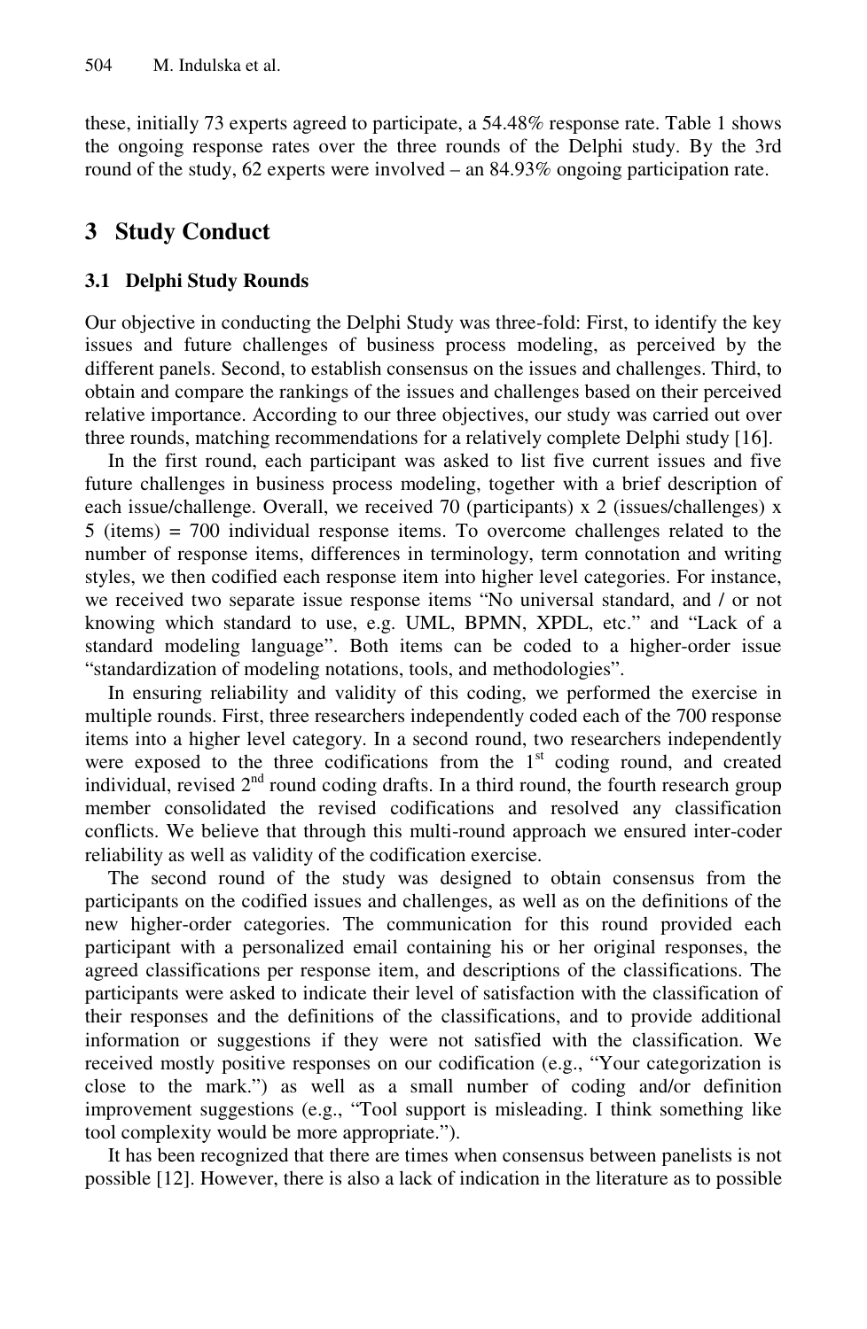these, initially 73 experts agreed to participate, a 54.48% response rate. Table 1 shows the ongoing response rates over the three rounds of the Delphi study. By the 3rd round of the study, 62 experts were involved – an 84.93% ongoing participation rate.

## 3 Study Conduct

### 3.1 Delphi Study Rounds

Our objective in conducting the Delphi Study was three-fold: First, to identify the key issues and future challenges of business process modeling, as perceived by the different panels. Second, to establish consensus on the issues and challenges. Third, to obtain and compare the rankings of the issues and challenges based on their perceived relative importance. According to our three objectives, our study was carried out over three rounds, matching recommendations for a relatively complete Delphi study [16].

In the first round, each participant was asked to list five current issues and five future challenges in business process modeling, together with a brief description of each issue/challenge. Overall, we received 70 (participants) x 2 (issues/challenges) x 5 (items) = 700 individual response items. To overcome challenges related to the number of response items, differences in terminology, term connotation and writing styles, we then codified each response item into higher level categories. For instance, we received two separate issue response items "No universal standard, and / or not knowing which standard to use, e.g. UML, BPMN, XPDL, etc." and "Lack of a standard modeling language". Both items can be coded to a higher-order issue "standardization of modeling notations, tools, and methodologies".

In ensuring reliability and validity of this coding, we performed the exercise in multiple rounds. First, three researchers independently coded each of the 700 response items into a higher level category. In a second round, two researchers independently were exposed to the three codifications from the 1st coding round, and created individual, revised 2nd round coding drafts. In a third round, the fourth research group member consolidated the revised codifications and resolved any classification conflicts. We believe that through this multi-round approach we ensured inter-coder reliability as well as validity of the codification exercise.

The second round of the study was designed to obtain consensus from the participants on the codified issues and challenges, as well as on the definitions of the new higher-order categories. The communication for this round provided each participant with a personalized email containing his or her original responses, the agreed classifications per response item, and descriptions of the classifications. The participants were asked to indicate their level of satisfaction with the classification of their responses and the definitions of the classifications, and to provide additional information or suggestions if they were not satisfied with the classification. We received mostly positive responses on our codification (e.g., "Your categorization is close to the mark.") as well as a small number of coding and/or definition improvement suggestions (e.g., "Tool support is misleading. I think something like tool complexity would be more appropriate.").

It has been recognized that there are times when consensus between panelists is not possible [12]. However, there is also a lack of indication in the literature as to possible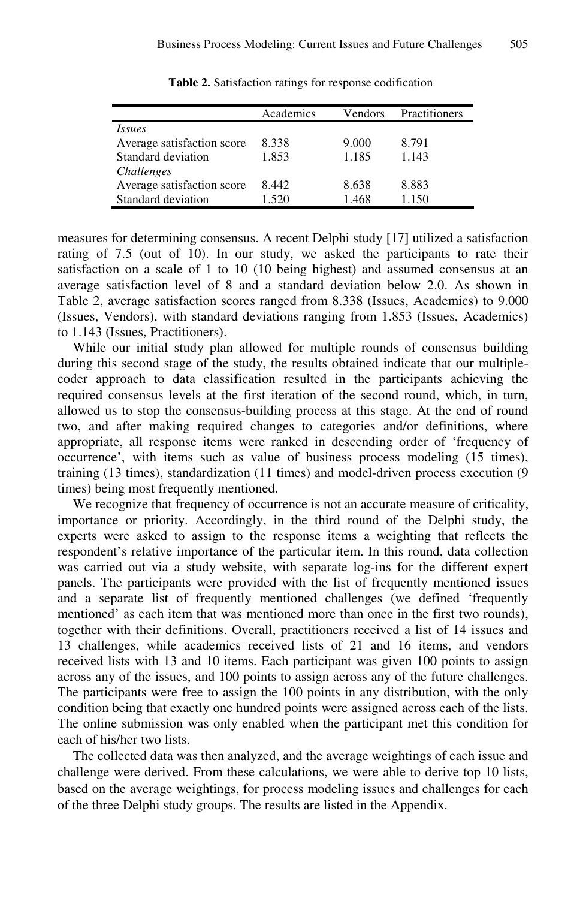**Table 2.** Satisfaction ratings for response codification

| | Academics | Vendors | Practitioners |
|---|---|---|---|
| *Issues* | | | |
| Average satisfaction score | 8.338 | 9.000 | 8.791 |
| Standard deviation | 1.853 | 1.185 | 1.143 |
| *Challenges* | | | |
| Average satisfaction score | 8.442 | 8.638 | 8.883 |
| Standard deviation | 1.520 | 1.468 | 1.150 |

measures for determining consensus. A recent Delphi study [17] utilized a satisfaction rating of 7.5 (out of 10). In our study, we asked the participants to rate their satisfaction on a scale of 1 to 10 (10 being highest) and assumed consensus at an average satisfaction level of 8 and a standard deviation below 2.0. As shown in Table 2, average satisfaction scores ranged from 8.338 (Issues, Academics) to 9.000 (Issues, Vendors), with standard deviations ranging from 1.853 (Issues, Academics) to 1.143 (Issues, Practitioners).

While our initial study plan allowed for multiple rounds of consensus building during this second stage of the study, the results obtained indicate that our multiple-coder approach to data classification resulted in the participants achieving the required consensus levels at the first iteration of the second round, which, in turn, allowed us to stop the consensus-building process at this stage. At the end of round two, and after making required changes to categories and/or definitions, where appropriate, all response items were ranked in descending order of 'frequency of occurrence', with items such as value of business process modeling (15 times), training (13 times), standardization (11 times) and model-driven process execution (9 times) being most frequently mentioned.

We recognize that frequency of occurrence is not an accurate measure of criticality, importance or priority. Accordingly, in the third round of the Delphi study, the experts were asked to assign to the response items a weighting that reflects the respondent's relative importance of the particular item. In this round, data collection was carried out via a study website, with separate log-ins for the different expert panels. The participants were provided with the list of frequently mentioned issues and a separate list of frequently mentioned challenges (we defined 'frequently mentioned' as each item that was mentioned more than once in the first two rounds), together with their definitions. Overall, practitioners received a list of 14 issues and 13 challenges, while academics received lists of 21 and 16 items, and vendors received lists with 13 and 10 items. Each participant was given 100 points to assign across any of the issues, and 100 points to assign across any of the future challenges. The participants were free to assign the 100 points in any distribution, with the only condition being that exactly one hundred points were assigned across each of the lists. The online submission was only enabled when the participant met this condition for each of his/her two lists.

The collected data was then analyzed, and the average weightings of each issue and challenge were derived. From these calculations, we were able to derive top 10 lists, based on the average weightings, for process modeling issues and challenges for each of the three Delphi study groups. The results are listed in the Appendix.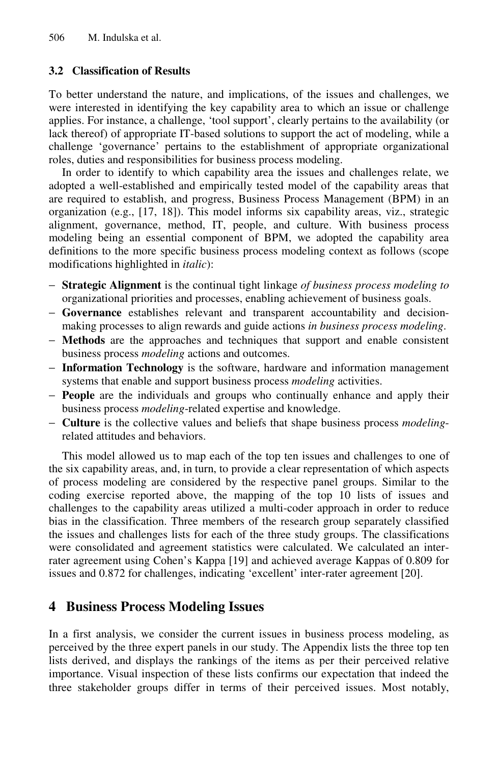### 3.2 Classification of Results

To better understand the nature, and implications, of the issues and challenges, we were interested in identifying the key capability area to which an issue or challenge applies. For instance, a challenge, 'tool support', clearly pertains to the availability (or lack thereof) of appropriate IT-based solutions to support the act of modeling, while a challenge 'governance' pertains to the establishment of appropriate organizational roles, duties and responsibilities for business process modeling.

In order to identify to which capability area the issues and challenges relate, we adopted a well-established and empirically tested model of the capability areas that are required to establish, and progress, Business Process Management (BPM) in an organization (e.g., [17, 18]). This model informs six capability areas, viz., strategic alignment, governance, method, IT, people, and culture. With business process modeling being an essential component of BPM, we adopted the capability area definitions to the more specific business process modeling context as follows (scope modifications highlighted in *italic*):

- **Strategic Alignment** is the continual tight linkage *of business process modeling to* organizational priorities and processes, enabling achievement of business goals.
- **Governance** establishes relevant and transparent accountability and decision-making processes to align rewards and guide actions *in business process modeling*.
- **Methods** are the approaches and techniques that support and enable consistent business process *modeling* actions and outcomes.
- **Information Technology** is the software, hardware and information management systems that enable and support business process *modeling* activities.
- **People** are the individuals and groups who continually enhance and apply their business process *modeling*-related expertise and knowledge.
- **Culture** is the collective values and beliefs that shape business process *modeling*-related attitudes and behaviors.

This model allowed us to map each of the top ten issues and challenges to one of the six capability areas, and, in turn, to provide a clear representation of which aspects of process modeling are considered by the respective panel groups. Similar to the coding exercise reported above, the mapping of the top 10 lists of issues and challenges to the capability areas utilized a multi-coder approach in order to reduce bias in the classification. Three members of the research group separately classified the issues and challenges lists for each of the three study groups. The classifications were consolidated and agreement statistics were calculated. We calculated an inter-rater agreement using Cohen's Kappa [19] and achieved average Kappas of 0.809 for issues and 0.872 for challenges, indicating 'excellent' inter-rater agreement [20].

## 4 Business Process Modeling Issues

In a first analysis, we consider the current issues in business process modeling, as perceived by the three expert panels in our study. The Appendix lists the three top ten lists derived, and displays the rankings of the items as per their perceived relative importance. Visual inspection of these lists confirms our expectation that indeed the three stakeholder groups differ in terms of their perceived issues. Most notably,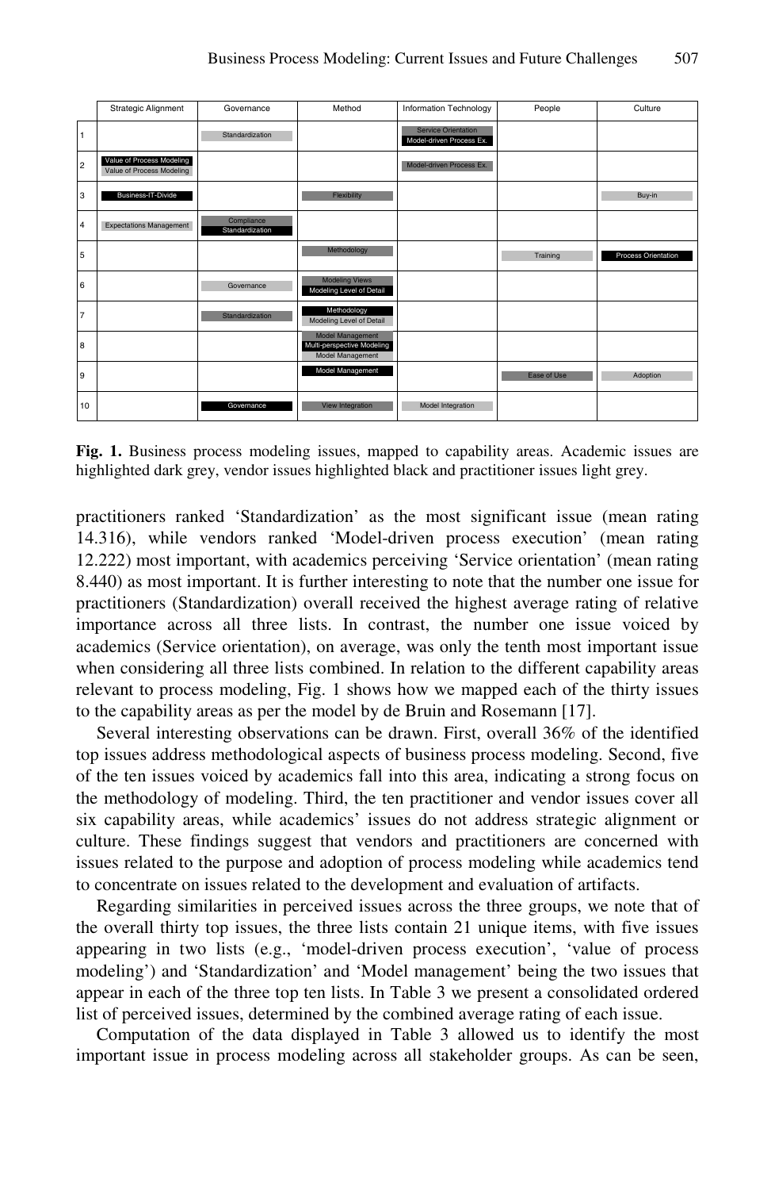| | Strategic Alignment | Governance | Method | Information Technology | People | Culture |
|---|---|---|---|---|---|---|
| 1 | | Standardization | | Service Orientation<br>Model-driven Process Ex. | | |
| 2 | Value of Process Modeling<br>Value of Process Modeling | | | Model-driven Process Ex. | | |
| 3 | Business-IT-Divide | | Flexibility | | | Buy-in |
| 4 | Expectations Management | Compliance<br>Standardization | | | | |
| 5 | | | Methodology | | Training | Process Orientation |
| 6 | | Governance | Modeling Views<br>Modeling Level of Detail | | | |
| 7 | | Standardization | Methodology<br>Modeling Level of Detail | | | |
| 8 | | | Model Management<br>Multi-perspective Modeling<br>Model Management | | | |
| 9 | | | Model Management | | Ease of Use | Adoption |
| 10 | | Governance | View Integration | Model Integration | | |

**Fig. 1.** Business process modeling issues, mapped to capability areas. Academic issues are highlighted dark grey, vendor issues highlighted black and practitioner issues light grey.

practitioners ranked 'Standardization' as the most significant issue (mean rating 14.316), while vendors ranked 'Model-driven process execution' (mean rating 12.222) most important, with academics perceiving 'Service orientation' (mean rating 8.440) as most important. It is further interesting to note that the number one issue for practitioners (Standardization) overall received the highest average rating of relative importance across all three lists. In contrast, the number one issue voiced by academics (Service orientation), on average, was only the tenth most important issue when considering all three lists combined. In relation to the different capability areas relevant to process modeling, Fig. 1 shows how we mapped each of the thirty issues to the capability areas as per the model by de Bruin and Rosemann [17].

Several interesting observations can be drawn. First, overall 36% of the identified top issues address methodological aspects of business process modeling. Second, five of the ten issues voiced by academics fall into this area, indicating a strong focus on the methodology of modeling. Third, the ten practitioner and vendor issues cover all six capability areas, while academics' issues do not address strategic alignment or culture. These findings suggest that vendors and practitioners are concerned with issues related to the purpose and adoption of process modeling while academics tend to concentrate on issues related to the development and evaluation of artifacts.

Regarding similarities in perceived issues across the three groups, we note that of the overall thirty top issues, the three lists contain 21 unique items, with five issues appearing in two lists (e.g., 'model-driven process execution', 'value of process modeling') and 'Standardization' and 'Model management' being the two issues that appear in each of the three top ten lists. In Table 3 we present a consolidated ordered list of perceived issues, determined by the combined average rating of each issue.

Computation of the data displayed in Table 3 allowed us to identify the most important issue in process modeling across all stakeholder groups. As can be seen,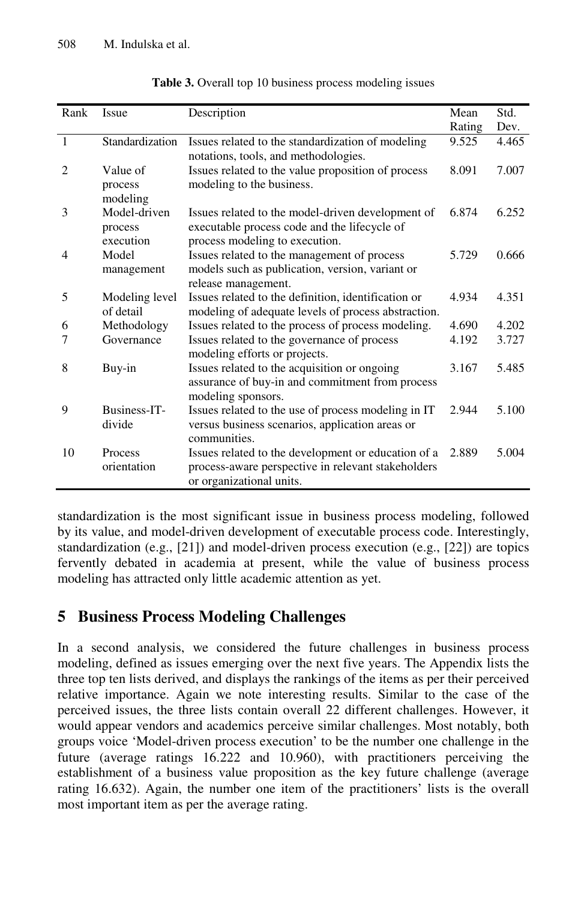**Table 3.** Overall top 10 business process modeling issues

| Rank | Issue | Description | Mean Rating | Std. Dev. |
|---|---|---|---|---|
| 1 | Standardization | Issues related to the standardization of modeling notations, tools, and methodologies. | 9.525 | 4.465 |
| 2 | Value of process modeling | Issues related to the value proposition of process modeling to the business. | 8.091 | 7.007 |
| 3 | Model-driven process execution | Issues related to the model-driven development of executable process code and the lifecycle of process modeling to execution. | 6.874 | 6.252 |
| 4 | Model management | Issues related to the management of process models such as publication, version, variant or release management. | 5.729 | 0.666 |
| 5 | Modeling level of detail | Issues related to the definition, identification or modeling of adequate levels of process abstraction. | 4.934 | 4.351 |
| 6 | Methodology | Issues related to the process of process modeling. | 4.690 | 4.202 |
| 7 | Governance | Issues related to the governance of process modeling efforts or projects. | 4.192 | 3.727 |
| 8 | Buy-in | Issues related to the acquisition or ongoing assurance of buy-in and commitment from process modeling sponsors. | 3.167 | 5.485 |
| 9 | Business-IT-divide | Issues related to the use of process modeling in IT versus business scenarios, application areas or communities. | 2.944 | 5.100 |
| 10 | Process orientation | Issues related to the development or education of a process-aware perspective in relevant stakeholders or organizational units. | 2.889 | 5.004 |

standardization is the most significant issue in business process modeling, followed by its value, and model-driven development of executable process code. Interestingly, standardization (e.g., [21]) and model-driven process execution (e.g., [22]) are topics fervently debated in academia at present, while the value of business process modeling has attracted only little academic attention as yet.

## 5 Business Process Modeling Challenges

In a second analysis, we considered the future challenges in business process modeling, defined as issues emerging over the next five years. The Appendix lists the three top ten lists derived, and displays the rankings of the items as per their perceived relative importance. Again we note interesting results. Similar to the case of the perceived issues, the three lists contain overall 22 different challenges. However, it would appear vendors and academics perceive similar challenges. Most notably, both groups voice 'Model-driven process execution' to be the number one challenge in the future (average ratings 16.222 and 10.960), with practitioners perceiving the establishment of a business value proposition as the key future challenge (average rating 16.632). Again, the number one item of the practitioners' lists is the overall most important item as per the average rating.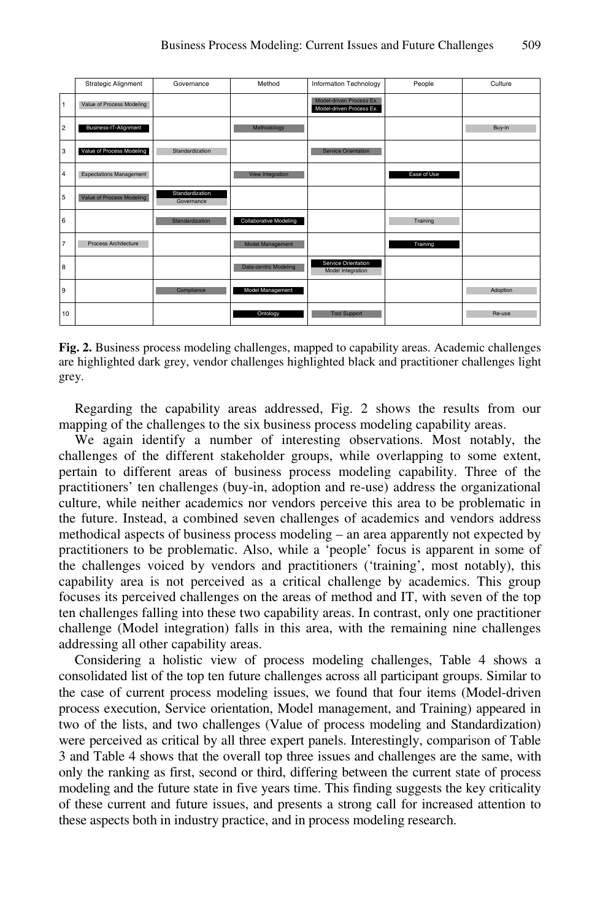| | Strategic Alignment | Governance | Method | Information Technology | People | Culture |
|---|---|---|---|---|---|---|
| 1 | Value of Process Modeling | | | Model-driven Process Ex. Model-driven Process Ex. | | |
| 2 | Business-IT-Alignment | | Methodology | | | Buy-in |
| 3 | Value of Process Modeling | Standardization | | Service Orientation | | |
| 4 | Expectations Management | | View Integration | | Ease of Use | |
| 5 | Value of Process Modeling | Standardization Governance | | | | |
| 6 | | Standardization | Collaborative Modeling | | Training | |
| 7 | Process Architecture | | Model Management | | Training | |
| 8 | | | Data-centric Modeling | Service Orientation Model Integration | | |
| 9 | | Compliance | Model Management | | | Adoption |
| 10 | | | Ontology | Tool Support | | Re-use |

**Fig. 2.** Business process modeling challenges, mapped to capability areas. Academic challenges are highlighted dark grey, vendor challenges highlighted black and practitioner challenges light grey.

Regarding the capability areas addressed, Fig. 2 shows the results from our mapping of the challenges to the six business process modeling capability areas.

We again identify a number of interesting observations. Most notably, the challenges of the different stakeholder groups, while overlapping to some extent, pertain to different areas of business process modeling capability. Three of the practitioners' ten challenges (buy-in, adoption and re-use) address the organizational culture, while neither academics nor vendors perceive this area to be problematic in the future. Instead, a combined seven challenges of academics and vendors address methodical aspects of business process modeling – an area apparently not expected by practitioners to be problematic. Also, while a 'people' focus is apparent in some of the challenges voiced by vendors and practitioners ('training', most notably), this capability area is not perceived as a critical challenge by academics. This group focuses its perceived challenges on the areas of method and IT, with seven of the top ten challenges falling into these two capability areas. In contrast, only one practitioner challenge (Model integration) falls in this area, with the remaining nine challenges addressing all other capability areas.

Considering a holistic view of process modeling challenges, Table 4 shows a consolidated list of the top ten future challenges across all participant groups. Similar to the case of current process modeling issues, we found that four items (Model-driven process execution, Service orientation, Model management, and Training) appeared in two of the lists, and two challenges (Value of process modeling and Standardization) were perceived as critical by all three expert panels. Interestingly, comparison of Table 3 and Table 4 shows that the overall top three issues and challenges are the same, with only the ranking as first, second or third, differing between the current state of process modeling and the future state in five years time. This finding suggests the key criticality of these current and future issues, and presents a strong call for increased attention to these aspects both in industry practice, and in process modeling research.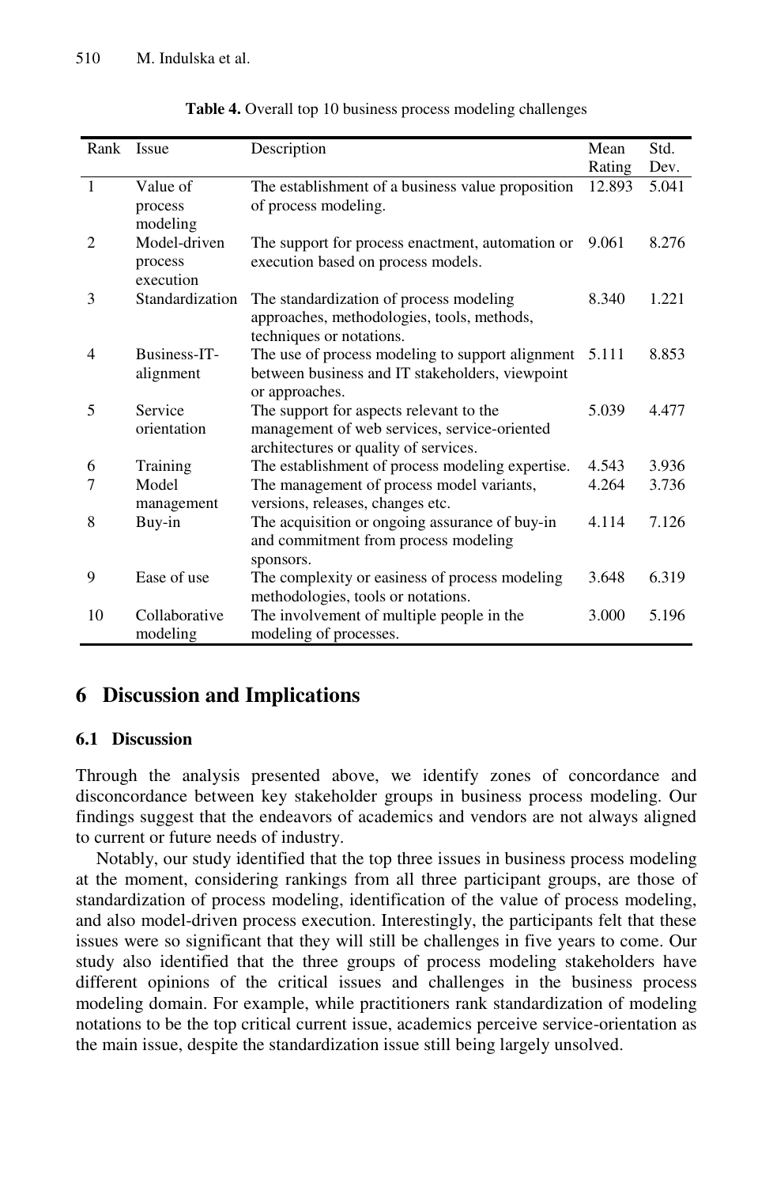**Table 4.** Overall top 10 business process modeling challenges

| Rank | Issue | Description | Mean Rating | Std. Dev. |
|---|---|---|---|---|
| 1 | Value of process modeling | The establishment of a business value proposition of process modeling. | 12.893 | 5.041 |
| 2 | Model-driven process execution | The support for process enactment, automation or execution based on process models. | 9.061 | 8.276 |
| 3 | Standardization | The standardization of process modeling approaches, methodologies, tools, methods, techniques or notations. | 8.340 | 1.221 |
| 4 | Business-IT-alignment | The use of process modeling to support alignment between business and IT stakeholders, viewpoint or approaches. | 5.111 | 8.853 |
| 5 | Service orientation | The support for aspects relevant to the management of web services, service-oriented architectures or quality of services. | 5.039 | 4.477 |
| 6 | Training | The establishment of process modeling expertise. | 4.543 | 3.936 |
| 7 | Model management | The management of process model variants, versions, releases, changes etc. | 4.264 | 3.736 |
| 8 | Buy-in | The acquisition or ongoing assurance of buy-in and commitment from process modeling sponsors. | 4.114 | 7.126 |
| 9 | Ease of use | The complexity or easiness of process modeling methodologies, tools or notations. | 3.648 | 6.319 |
| 10 | Collaborative modeling | The involvement of multiple people in the modeling of processes. | 3.000 | 5.196 |

## 6 Discussion and Implications

### 6.1 Discussion

Through the analysis presented above, we identify zones of concordance and disconcordance between key stakeholder groups in business process modeling. Our findings suggest that the endeavors of academics and vendors are not always aligned to current or future needs of industry.

Notably, our study identified that the top three issues in business process modeling at the moment, considering rankings from all three participant groups, are those of standardization of process modeling, identification of the value of process modeling, and also model-driven process execution. Interestingly, the participants felt that these issues were so significant that they will still be challenges in five years to come. Our study also identified that the three groups of process modeling stakeholders have different opinions of the critical issues and challenges in the business process modeling domain. For example, while practitioners rank standardization of modeling notations to be the top critical current issue, academics perceive service-orientation as the main issue, despite the standardization issue still being largely unsolved.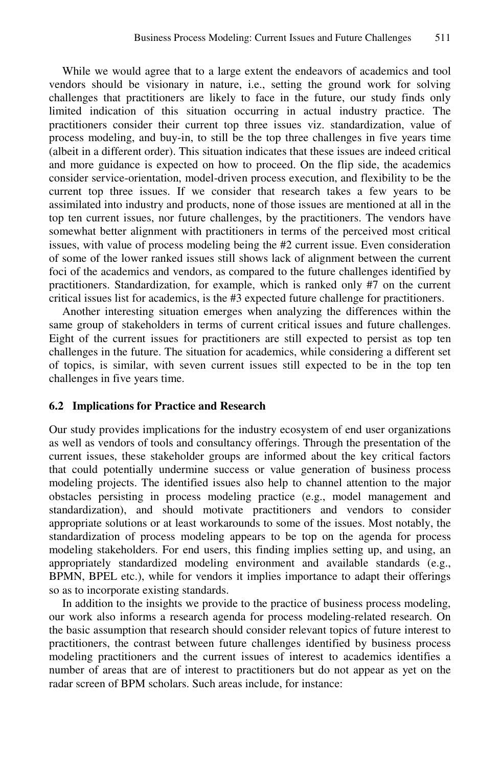While we would agree that to a large extent the endeavors of academics and tool vendors should be visionary in nature, i.e., setting the ground work for solving challenges that practitioners are likely to face in the future, our study finds only limited indication of this situation occurring in actual industry practice. The practitioners consider their current top three issues viz. standardization, value of process modeling, and buy-in, to still be the top three challenges in five years time (albeit in a different order). This situation indicates that these issues are indeed critical and more guidance is expected on how to proceed. On the flip side, the academics consider service-orientation, model-driven process execution, and flexibility to be the current top three issues. If we consider that research takes a few years to be assimilated into industry and products, none of those issues are mentioned at all in the top ten current issues, nor future challenges, by the practitioners. The vendors have somewhat better alignment with practitioners in terms of the perceived most critical issues, with value of process modeling being the #2 current issue. Even consideration of some of the lower ranked issues still shows lack of alignment between the current foci of the academics and vendors, as compared to the future challenges identified by practitioners. Standardization, for example, which is ranked only #7 on the current critical issues list for academics, is the #3 expected future challenge for practitioners.

Another interesting situation emerges when analyzing the differences within the same group of stakeholders in terms of current critical issues and future challenges. Eight of the current issues for practitioners are still expected to persist as top ten challenges in the future. The situation for academics, while considering a different set of topics, is similar, with seven current issues still expected to be in the top ten challenges in five years time.

### 6.2 Implications for Practice and Research

Our study provides implications for the industry ecosystem of end user organizations as well as vendors of tools and consultancy offerings. Through the presentation of the current issues, these stakeholder groups are informed about the key critical factors that could potentially undermine success or value generation of business process modeling projects. The identified issues also help to channel attention to the major obstacles persisting in process modeling practice (e.g., model management and standardization), and should motivate practitioners and vendors to consider appropriate solutions or at least workarounds to some of the issues. Most notably, the standardization of process modeling appears to be top on the agenda for process modeling stakeholders. For end users, this finding implies setting up, and using, an appropriately standardized modeling environment and available standards (e.g., BPMN, BPEL etc.), while for vendors it implies importance to adapt their offerings so as to incorporate existing standards.

In addition to the insights we provide to the practice of business process modeling, our work also informs a research agenda for process modeling-related research. On the basic assumption that research should consider relevant topics of future interest to practitioners, the contrast between future challenges identified by business process modeling practitioners and the current issues of interest to academics identifies a number of areas that are of interest to practitioners but do not appear as yet on the radar screen of BPM scholars. Such areas include, for instance: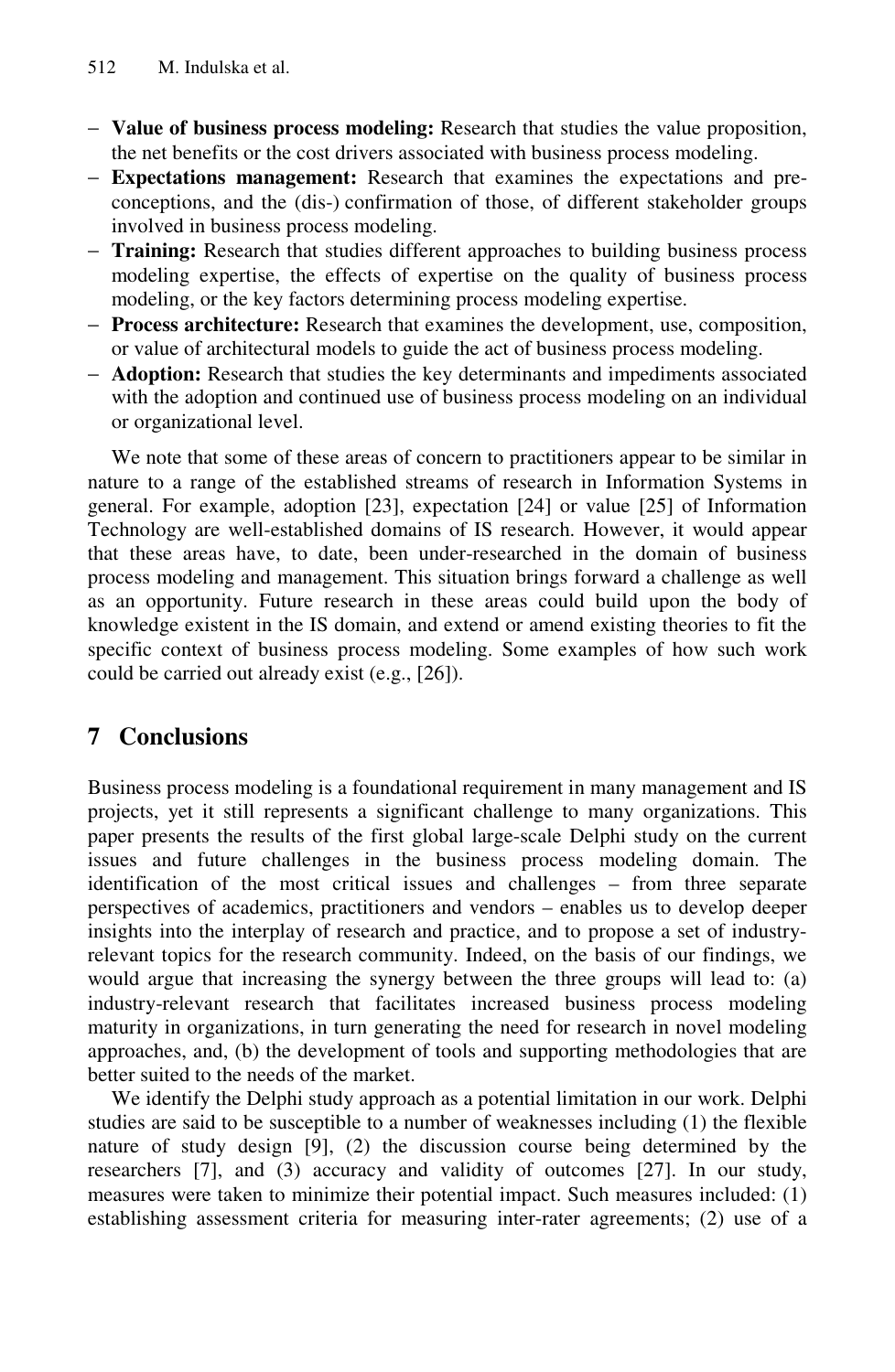- **Value of business process modeling:** Research that studies the value proposition, the net benefits or the cost drivers associated with business process modeling.
- **Expectations management:** Research that examines the expectations and pre-conceptions, and the (dis-) confirmation of those, of different stakeholder groups involved in business process modeling.
- **Training:** Research that studies different approaches to building business process modeling expertise, the effects of expertise on the quality of business process modeling, or the key factors determining process modeling expertise.
- **Process architecture:** Research that examines the development, use, composition, or value of architectural models to guide the act of business process modeling.
- **Adoption:** Research that studies the key determinants and impediments associated with the adoption and continued use of business process modeling on an individual or organizational level.

We note that some of these areas of concern to practitioners appear to be similar in nature to a range of the established streams of research in Information Systems in general. For example, adoption [23], expectation [24] or value [25] of Information Technology are well-established domains of IS research. However, it would appear that these areas have, to date, been under-researched in the domain of business process modeling and management. This situation brings forward a challenge as well as an opportunity. Future research in these areas could build upon the body of knowledge existent in the IS domain, and extend or amend existing theories to fit the specific context of business process modeling. Some examples of how such work could be carried out already exist (e.g., [26]).

## 7 Conclusions

Business process modeling is a foundational requirement in many management and IS projects, yet it still represents a significant challenge to many organizations. This paper presents the results of the first global large-scale Delphi study on the current issues and future challenges in the business process modeling domain. The identification of the most critical issues and challenges – from three separate perspectives of academics, practitioners and vendors – enables us to develop deeper insights into the interplay of research and practice, and to propose a set of industry-relevant topics for the research community. Indeed, on the basis of our findings, we would argue that increasing the synergy between the three groups will lead to: (a) industry-relevant research that facilitates increased business process modeling maturity in organizations, in turn generating the need for research in novel modeling approaches, and, (b) the development of tools and supporting methodologies that are better suited to the needs of the market.

We identify the Delphi study approach as a potential limitation in our work. Delphi studies are said to be susceptible to a number of weaknesses including (1) the flexible nature of study design [9], (2) the discussion course being determined by the researchers [7], and (3) accuracy and validity of outcomes [27]. In our study, measures were taken to minimize their potential impact. Such measures included: (1) establishing assessment criteria for measuring inter-rater agreements; (2) use of a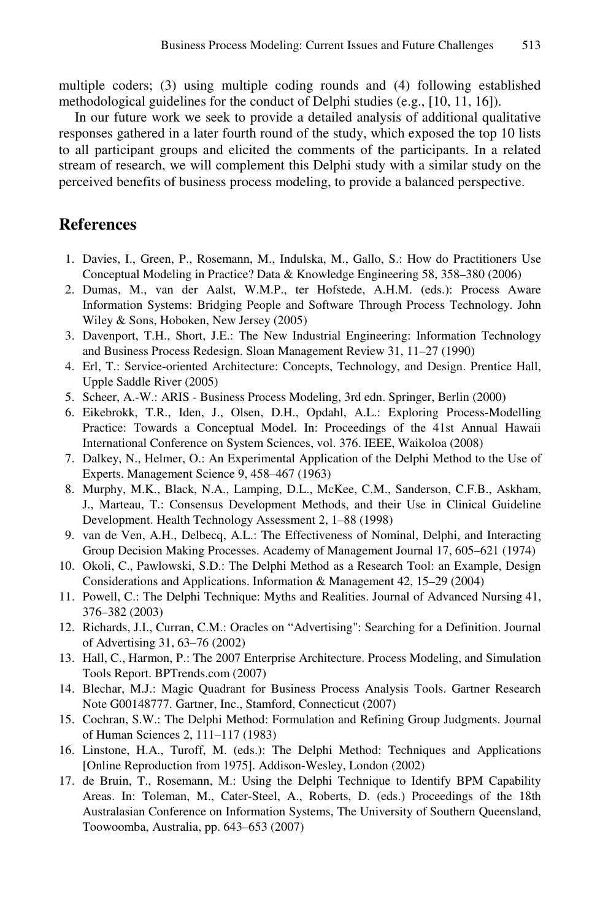multiple coders; (3) using multiple coding rounds and (4) following established methodological guidelines for the conduct of Delphi studies (e.g., [10, 11, 16]).

In our future work we seek to provide a detailed analysis of additional qualitative responses gathered in a later fourth round of the study, which exposed the top 10 lists to all participant groups and elicited the comments of the participants. In a related stream of research, we will complement this Delphi study with a similar study on the perceived benefits of business process modeling, to provide a balanced perspective.

## References

1. Davies, I., Green, P., Rosemann, M., Indulska, M., Gallo, S.: How do Practitioners Use Conceptual Modeling in Practice? Data & Knowledge Engineering 58, 358–380 (2006)
2. Dumas, M., van der Aalst, W.M.P., ter Hofstede, A.H.M. (eds.): Process Aware Information Systems: Bridging People and Software Through Process Technology. John Wiley & Sons, Hoboken, New Jersey (2005)
3. Davenport, T.H., Short, J.E.: The New Industrial Engineering: Information Technology and Business Process Redesign. Sloan Management Review 31, 11–27 (1990)
4. Erl, T.: Service-oriented Architecture: Concepts, Technology, and Design. Prentice Hall, Upple Saddle River (2005)
5. Scheer, A.-W.: ARIS - Business Process Modeling, 3rd edn. Springer, Berlin (2000)
6. Eikebrokk, T.R., Iden, J., Olsen, D.H., Opdahl, A.L.: Exploring Process-Modelling Practice: Towards a Conceptual Model. In: Proceedings of the 41st Annual Hawaii International Conference on System Sciences, vol. 376. IEEE, Waikoloa (2008)
7. Dalkey, N., Helmer, O.: An Experimental Application of the Delphi Method to the Use of Experts. Management Science 9, 458–467 (1963)
8. Murphy, M.K., Black, N.A., Lamping, D.L., McKee, C.M., Sanderson, C.F.B., Askham, J., Marteau, T.: Consensus Development Methods, and their Use in Clinical Guideline Development. Health Technology Assessment 2, 1–88 (1998)
9. van de Ven, A.H., Delbecq, A.L.: The Effectiveness of Nominal, Delphi, and Interacting Group Decision Making Processes. Academy of Management Journal 17, 605–621 (1974)
10. Okoli, C., Pawlowski, S.D.: The Delphi Method as a Research Tool: an Example, Design Considerations and Applications. Information & Management 42, 15–29 (2004)
11. Powell, C.: The Delphi Technique: Myths and Realities. Journal of Advanced Nursing 41, 376–382 (2003)
12. Richards, J.I., Curran, C.M.: Oracles on "Advertising": Searching for a Definition. Journal of Advertising 31, 63–76 (2002)
13. Hall, C., Harmon, P.: The 2007 Enterprise Architecture. Process Modeling, and Simulation Tools Report. BPTrends.com (2007)
14. Blechar, M.J.: Magic Quadrant for Business Process Analysis Tools. Gartner Research Note G00148777. Gartner, Inc., Stamford, Connecticut (2007)
15. Cochran, S.W.: The Delphi Method: Formulation and Refining Group Judgments. Journal of Human Sciences 2, 111–117 (1983)
16. Linstone, H.A., Turoff, M. (eds.): The Delphi Method: Techniques and Applications [Online Reproduction from 1975]. Addison-Wesley, London (2002)
17. de Bruin, T., Rosemann, M.: Using the Delphi Technique to Identify BPM Capability Areas. In: Toleman, M., Cater-Steel, A., Roberts, D. (eds.) Proceedings of the 18th Australasian Conference on Information Systems, The University of Southern Queensland, Toowoomba, Australia, pp. 643–653 (2007)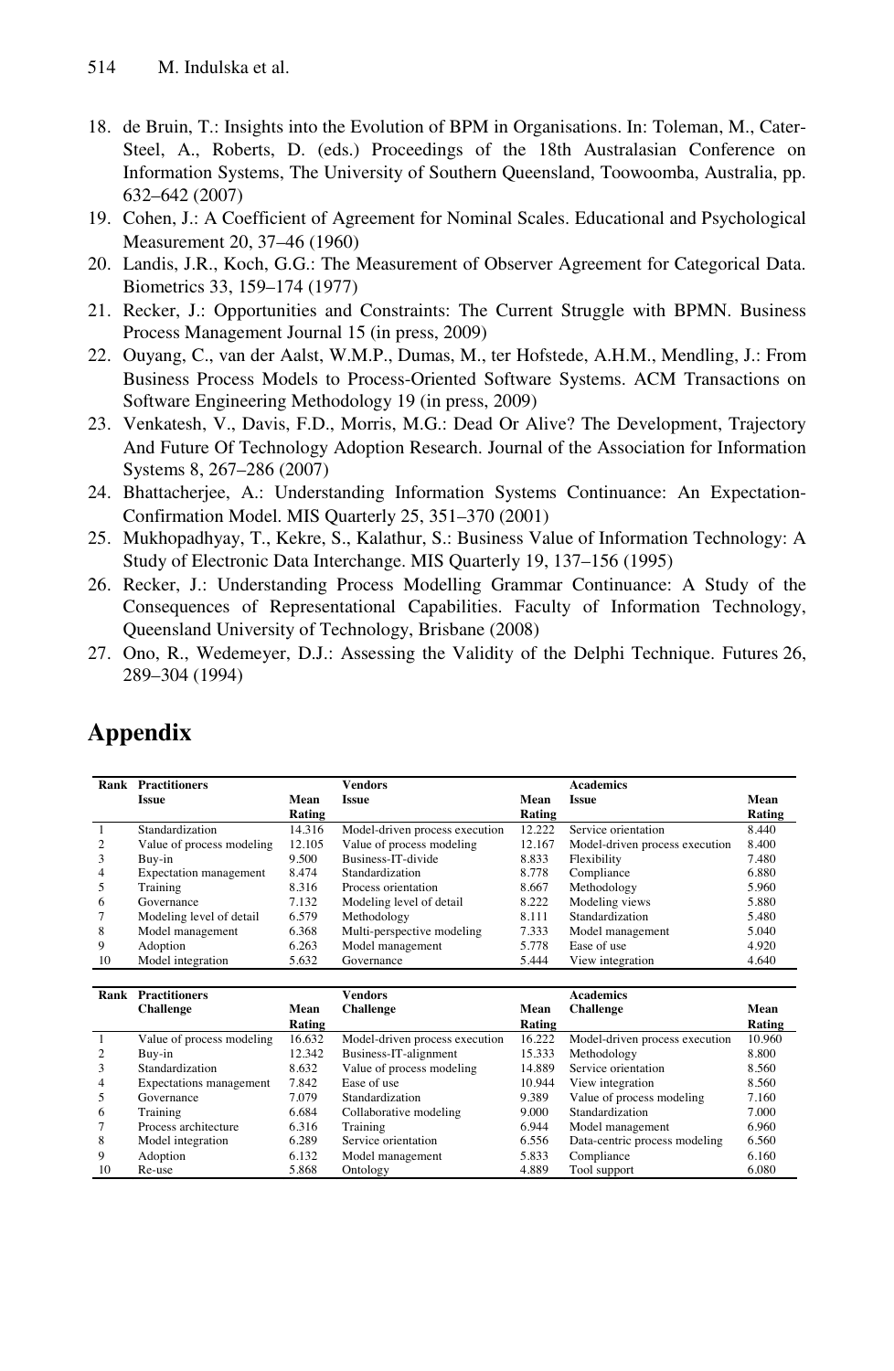18. de Bruin, T.: Insights into the Evolution of BPM in Organisations. In: Toleman, M., Cater-Steel, A., Roberts, D. (eds.) Proceedings of the 18th Australasian Conference on Information Systems, The University of Southern Queensland, Toowoomba, Australia, pp. 632–642 (2007)
19. Cohen, J.: A Coefficient of Agreement for Nominal Scales. Educational and Psychological Measurement 20, 37–46 (1960)
20. Landis, J.R., Koch, G.G.: The Measurement of Observer Agreement for Categorical Data. Biometrics 33, 159–174 (1977)
21. Recker, J.: Opportunities and Constraints: The Current Struggle with BPMN. Business Process Management Journal 15 (in press, 2009)
22. Ouyang, C., van der Aalst, W.M.P., Dumas, M., ter Hofstede, A.H.M., Mendling, J.: From Business Process Models to Process-Oriented Software Systems. ACM Transactions on Software Engineering Methodology 19 (in press, 2009)
23. Venkatesh, V., Davis, F.D., Morris, M.G.: Dead Or Alive? The Development, Trajectory And Future Of Technology Adoption Research. Journal of the Association for Information Systems 8, 267–286 (2007)
24. Bhattacherjee, A.: Understanding Information Systems Continuance: An Expectation-Confirmation Model. MIS Quarterly 25, 351–370 (2001)
25. Mukhopadhyay, T., Kekre, S., Kalathur, S.: Business Value of Information Technology: A Study of Electronic Data Interchange. MIS Quarterly 19, 137–156 (1995)
26. Recker, J.: Understanding Process Modelling Grammar Continuance: A Study of the Consequences of Representational Capabilities. Faculty of Information Technology, Queensland University of Technology, Brisbane (2008)
27. Ono, R., Wedemeyer, D.J.: Assessing the Validity of the Delphi Technique. Futures 26, 289–304 (1994)

# Appendix

| Rank | Practitioners | | Vendors | | Academics | |
|---|---|---|---|---|---|---|
| | **Issue** | **Mean Rating** | **Issue** | **Mean Rating** | **Issue** | **Mean Rating** |
| 1 | Standardization | 14.316 | Model-driven process execution | 12.222 | Service orientation | 8.440 |
| 2 | Value of process modeling | 12.105 | Value of process modeling | 12.167 | Model-driven process execution | 8.400 |
| 3 | Buy-in | 9.500 | Business-IT-divide | 8.833 | Flexibility | 7.480 |
| 4 | Expectation management | 8.474 | Standardization | 8.778 | Compliance | 6.880 |
| 5 | Training | 8.316 | Process orientation | 8.667 | Methodology | 5.960 |
| 6 | Governance | 7.132 | Modeling level of detail | 8.222 | Modeling views | 5.880 |
| 7 | Modeling level of detail | 6.579 | Methodology | 8.111 | Standardization | 5.480 |
| 8 | Model management | 6.368 | Multi-perspective modeling | 7.333 | Model management | 5.040 |
| 9 | Adoption | 6.263 | Model management | 5.778 | Ease of use | 4.920 |
| 10 | Model integration | 5.632 | Governance | 5.444 | View integration | 4.640 |

| Rank | Practitioners | | Vendors | | Academics | |
|---|---|---|---|---|---|---|
| | **Challenge** | **Mean Rating** | **Challenge** | **Mean Rating** | **Challenge** | **Mean Rating** |
| 1 | Value of process modeling | 16.632 | Model-driven process execution | 16.222 | Model-driven process execution | 10.960 |
| 2 | Buy-in | 12.342 | Business-IT-alignment | 15.333 | Methodology | 8.800 |
| 3 | Standardization | 8.632 | Value of process modeling | 14.889 | Service orientation | 8.560 |
| 4 | Expectations management | 7.842 | Ease of use | 10.944 | View integration | 8.560 |
| 5 | Governance | 7.079 | Standardization | 9.389 | Value of process modeling | 7.160 |
| 6 | Training | 6.684 | Collaborative modeling | 9.000 | Standardization | 7.000 |
| 7 | Process architecture | 6.316 | Training | 6.944 | Model management | 6.960 |
| 8 | Model integration | 6.289 | Service orientation | 6.556 | Data-centric process modeling | 6.560 |
| 9 | Adoption | 6.132 | Model management | 5.833 | Compliance | 6.160 |
| 10 | Re-use | 5.868 | Ontology | 4.889 | Tool support | 6.080 |